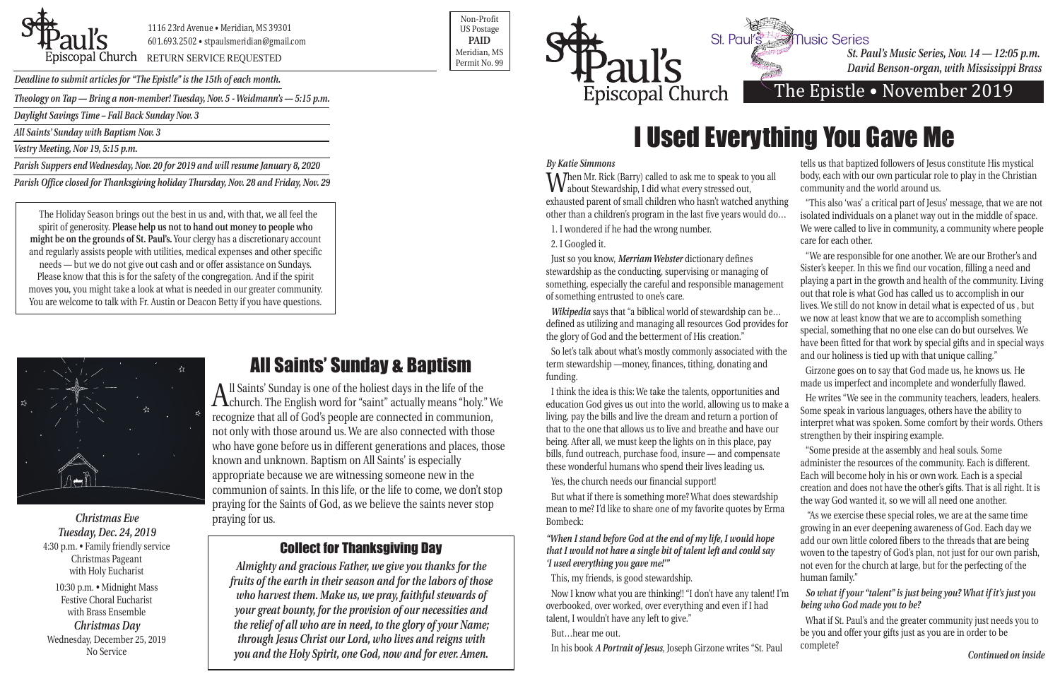St. Paul's Episcopal Church

1116 23rd Avenue • Meridian, MS 39301
601.693.2502 • stpaulsmeridian@gmail.com
RETURN SERVICE REQUESTED

Non-Profit
US Postage
**PAID**
Meridian, MS
Permit No. 99

*Deadline to submit articles for "The Epistle" is the 15th of each month.*

*Theology on Tap — Bring a non-member! Tuesday, Nov. 5 - Weidmann's — 5:15 p.m.*

*Daylight Savings Time – Fall Back Sunday Nov. 3*

*All Saints' Sunday with Baptism Nov. 3*

*Vestry Meeting, Nov 19, 5:15 p.m.*

*Parish Suppers end Wednesday, Nov. 20 for 2019 and will resume January 8, 2020*

*Parish Office closed for Thanksgiving holiday Thursday, Nov. 28 and Friday, Nov. 29*

The Holiday Season brings out the best in us and, with that, we all feel the spirit of generosity. **Please help us not to hand out money to people who might be on the grounds of St. Paul's.** Your clergy has a discretionary account and regularly assists people with utilities, medical expenses and other specific needs — but we do not give out cash and or offer assistance on Sundays. Please know that this is for the safety of the congregation. And if the spirit moves you, you might take a look at what is needed in our greater community. You are welcome to talk with Fr. Austin or Deacon Betty if you have questions.

*Christmas Eve*
*Tuesday, Dec. 24, 2019*
4:30 p.m. • Family friendly service
Christmas Pageant
with Holy Eucharist

10:30 p.m. • Midnight Mass
Festive Choral Eucharist
with Brass Ensemble

*Christmas Day*
Wednesday, December 25, 2019
No Service

## All Saints' Sunday & Baptism

All Saints' Sunday is one of the holiest days in the life of the church. The English word for "saint" actually means "holy." We recognize that all of God's people are connected in communion, not only with those around us. We are also connected with those who have gone before us in different generations and places, those known and unknown. Baptism on All Saints' is especially appropriate because we are witnessing someone new in the communion of saints. In this life, or the life to come, we don't stop praying for the Saints of God, as we believe the saints never stop praying for us.

### Collect for Thanksgiving Day

***Almighty and gracious Father, we give you thanks for the fruits of the earth in their season and for the labors of those who harvest them. Make us, we pray, faithful stewards of your great bounty, for the provision of our necessities and the relief of all who are in need, to the glory of your Name; through Jesus Christ our Lord, who lives and reigns with you and the Holy Spirit, one God, now and for ever. Amen.***

St. Paul's Episcopal Church — St. Paul's Music Series

***St. Paul's Music Series, Nov. 14 — 12:05 p.m.***
***David Benson-organ, with Mississippi Brass***

The Epistle • November 2019

# I Used Everything You Gave Me

***By Katie Simmons***

When Mr. Rick (Barry) called to ask me to speak to you all about Stewardship, I did what every stressed out, exhausted parent of small children who hasn't watched anything other than a children's program in the last five years would do…

1. I wondered if he had the wrong number.
2. I Googled it.

Just so you know, ***Merriam Webster*** dictionary defines stewardship as the conducting, supervising or managing of something, especially the careful and responsible management of something entrusted to one's care.

***Wikipedia*** says that "a biblical world of stewardship can be… defined as utilizing and managing all resources God provides for the glory of God and the betterment of His creation."

So let's talk about what's mostly commonly associated with the term stewardship —money, finances, tithing, donating and funding.

I think the idea is this: We take the talents, opportunities and education God gives us out into the world, allowing us to make a living, pay the bills and live the dream and return a portion of that to the one that allows us to live and breathe and have our being. After all, we must keep the lights on in this place, pay bills, fund outreach, purchase food, insure — and compensate these wonderful humans who spend their lives leading us.

Yes, the church needs our financial support!

But what if there is something more? What does stewardship mean to me? I'd like to share one of my favorite quotes by Erma Bombeck:

***"When I stand before God at the end of my life, I would hope that I would not have a single bit of talent left and could say 'I used everything you gave me!'"***

This, my friends, is good stewardship.

Now I know what you are thinking!! "I don't have any talent! I'm overbooked, over worked, over everything and even if I had talent, I wouldn't have any left to give."

But…hear me out.

In his book ***A Portrait of Jesus***, Joseph Girzone writes "St. Paul tells us that baptized followers of Jesus constitute His mystical body, each with our own particular role to play in the Christian community and the world around us.

"This also 'was' a critical part of Jesus' message, that we are not isolated individuals on a planet way out in the middle of space. We were called to live in community, a community where people care for each other.

"We are responsible for one another. We are our Brother's and Sister's keeper. In this we find our vocation, filling a need and playing a part in the growth and health of the community. Living out that role is what God has called us to accomplish in our lives. We still do not know in detail what is expected of us , but we now at least know that we are to accomplish something special, something that no one else can do but ourselves. We have been fitted for that work by special gifts and in special ways and our holiness is tied up with that unique calling."

Girzone goes on to say that God made us, he knows us. He made us imperfect and incomplete and wonderfully flawed.

He writes "We see in the community teachers, leaders, healers. Some speak in various languages, others have the ability to interpret what was spoken. Some comfort by their words. Others strengthen by their inspiring example.

"Some preside at the assembly and heal souls. Some administer the resources of the community. Each is different. Each will become holy in his or own work. Each is a special creation and does not have the other's gifts. That is all right. It is the way God wanted it, so we will all need one another.

"As we exercise these special roles, we are at the same time growing in an ever deepening awareness of God. Each day we add our own little colored fibers to the threads that are being woven to the tapestry of God's plan, not just for our own parish, not even for the church at large, but for the perfecting of the human family."

***So what if your "talent" is just being you? What if it's just you being who God made you to be?***

What if St. Paul's and the greater community just needs you to be you and offer your gifts just as you are in order to be complete?

***Continued on inside***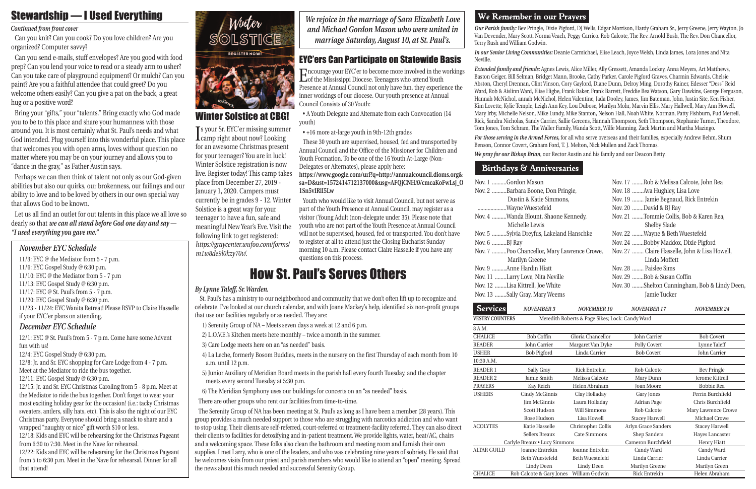## Stewardship — I Used Everything

*Continued from front cover*

Can you knit? Can you cook? Do you love children? Are you organized? Computer savvy?

Can you send e-mails, stuff envelopes? Are you good with food prep? Can you lend your voice to read or a steady arm to usher? Can you take care of playground equipment? Or mulch? Can you paint? Are you a faithful attendee that could greet? Do you welcome others easily? Can you give a pat on the back, a great hug or a positive word?

Bring your "gifts," your "talents." Bring exactly who God made you to be to this place and share your humanness with those around you. It is most certainly what St. Paul's needs and what God intended. Plug yourself into this wonderful place. This place that welcomes you with open arms, loves without question no matter where you may be on your journey and allows you to "dance in the gray," as Father Austin says.

Perhaps we can then think of talent not only as our God-given abilities but also our quirks, our brokenness, our failings and our ability to love and to be loved by others in our own special way that allows God to be known.

Let us all find an outlet for our talents in this place we all love so dearly so that *we can all stand before God one day and say — "I used everything you gave me."*

### *November EYC Schedule*

11/3: EYC @ the Mediator from 5 - 7 p.m.
11/6: EYC Gospel Study @ 6:30 p.m.
11/10: EYC @ the Mediator from 5 - 7 p.m
11/13: EYC Gospel Study @ 6:30 p.m.
11/17: EYC @ St. Paul's from 5 - 7 p.m.
11/20: EYC Gospel Study @ 6:30 p.m.
11/23 - 11/24: EYC Wanita Retreat! Please RSVP to Claire Hasselle if your EYC'er plans on attending.

### *December EYC Schedule*

12/1: EYC @ St. Paul's from 5 - 7 p.m. Come have some Advent fun with us!
12/4: EYC Gospel Study @ 6:30 p.m.
12/8: Jr. and Sr. EYC shopping for Care Lodge from 4 - 7 p.m. Meet at the Mediator to ride the bus together.
12/11: EYC Gospel Study @ 6:30 p.m.
12/15: Jr. and Sr. EYC Christmas Caroling from 5 - 8 p.m. Meet at the Mediator to ride the bus together. Don't forget to wear your most exciting holiday gear for the occasion! (i.e.: tacky Christmas sweaters, antlers, silly hats, etc). This is also the night of our EYC Christmas party. Everyone should bring a snack to share and a wrapped "naughty or nice" gift worth $10 or less.
12/18: Kids and EYC will be rehearsing for the Christmas Pageant from 6:30 to 7:30. Meet in the Nave for rehearsal.
12/22: Kids and EYC will be rehearsing for the Christmas Pageant from 5 to 6:30 p.m. Meet in the Nave for rehearsal. Dinner for all that attend!

## Winter Solstice at CBG!

Is your Sr. EYC'er missing summer camp right about now? Looking for an awesome Christmas present for your teenager? You are in luck! Winter Solstice registration is now live. Register today! This camp takes place from December 27, 2019 - January 1, 2020. Campers must currently be in grades 9 - 12. Winter Solstice is a great way for your teenager to have a fun, safe and meaningful New Year's Eve. Visit the following link to get registered: *https://graycenter.wufoo.com/forms/m1w8de9l0kzy70v/.*

*We rejoice in the marriage of Sara Elizabeth Love and Michael Gordon Mason who were united in marriage Saturday, August 10, at St. Paul's.*

## EYC'ers Can Participate on Statewide Basis

Encourage your EYC'er to become more involved in the workings of the Mississippi Diocese. Teenagers who attend Youth Presence at Annual Council not only have fun, they experience the inner workings of our diocese. Our youth presence at Annual Council Consists of 30 Youth:

- A Youth Delegate and Alternate from each Convocation (14 youth)
- +16 more at-large youth in 9th-12th grades

These 30 youth are supervised, housed, fed and transported by Annual Council and the Office of the Missioner for Children and Youth Formation. To be one of the 16 Youth At-Large (Non-Delegates or Alternates), please apply here:

**https://www.google.com/url?q=http://annualcouncil.dioms.org&sa=D&ust=1572414712137000&usg=AFQjCNHAVcmcaKoFwLsj_O1Sn5vIRlI5Lw**

Youth who would like to visit Annual Council, but not serve as part of the Youth Presence at Annual Council, may register as a visitor (Young Adult (non-delegate under 35). Please note that youth who are not part of the Youth Presence at Annual Council will not be supervised, housed, fed or transported. You don't have to register at all to attend just the Closing Eucharist Sunday morning 10 a.m. Please contact Claire Hasselle if you have any questions on this process.

# How St. Paul's Serves Others

*By Lynne Taleff, Sr. Warden.*

St. Paul's has a ministry to our neighborhood and community that we don't often lift up to recognize and celebrate. I've looked at our church calendar, and with Joane Mackey's help, identified six non-profit groups that use our facilities regularly or as needed. They are:

1) Serenity Group of NA – Meets seven days a week at 12 and 6 p.m.
2) L.O.V.E.'s Kitchen meets here monthly – twice a month in the summer.
3) Care Lodge meets here on an "as needed" basis.
4) La Leche, formerly Bosom Buddies, meets in the nursery on the first Thursday of each month from 10 a.m. until 12 p.m.
5) Junior Auxiliary of Meridian Board meets in the parish hall every fourth Tuesday, and the chapter meets every second Tuesday at 5:30 p.m.
6) The Meridian Symphony uses our buildings for concerts on an "as needed" basis.

There are other groups who rent our facilities from time-to-time.

The Serenity Group of NA has been meeting at St. Paul's as long as I have been a member (28 years). This group provides a much needed support to those who are struggling with narcotics addiction and who want to stop using. Their clients are self-referred, court-referred or treatment-facility referred. They can also direct their clients to facilities for detoxifying and in-patient treatment. We provide lights, water, heat/AC, chairs and a welcoming space. These folks also clean the bathroom and meeting room and furnish their own supplies. I met Larry, who is one of the leaders, and who was celebrating nine years of sobriety. He said that he welcomes visits from our priest and parish members who would like to attend an "open" meeting. Spread the news about this much needed and successful Serenity Group.

## We Remember in our Prayers

*Our Parish family:* Bev Pringle, Dixie Pigford, DJ Wells, Edgar Morrison, Hardy Graham Sr., Jerry Greene, Jerry Wayton, Jo Van Devender, Mary Scott, Norma Veach, Peggy Carrico. Rob Calcote, The Rev. Arnold Bush, The Rev. Don Chancellor, Terry Rush and William Godwin.

*In our Senior Living Communities:* Deanie Carmichael, Elise Leach, Joyce Welsh, Linda James, Lora Jones and Nita Neville.

*Extended family and friends:* Agnes Lewis, Alice Miller, Ally Gressett, Amanda Lockey, Anna Meyers, Art Matthews, Baston Geiger, Bill Selman, Bridget Mann, Brooke, Cathy Parker, Carole Pigford Graves, Charmin Edwards, Chelsie Abston, Cheryl Drennan, Clint Vinson, Cory Gaylord, Diane Dunn, Delroy Ming, Dorothy Rainer, Edesser "Dess" Reid Ward, Rob & Aislinn Ward, Elise Higbe, Frank Baker, Frank Barrett, Freddie Bea Watson, Gary Dawkins, George Ferguson, Hannah McNichol, annah McNichol, Helen Valentine, Jada Dooley, James, Jim Bateman, John, Justin Site, Ken Fisher, Kim Lovette, Kylie Temple, Leigh Ann Key, Lou Dubose, Marilyn Mohr, Marvin Ellis, Mary Hallwell, Mary Ann Howell, Mary Irby, Michelle Nelson, Mike Lundy, Mike Stanton, Nelson Hall, Noah White, Norman, Patty Fishburn, Pud Merrell, Rick, Sandra Nicholas, Sandy Carrier, Sallie Gercens, Hannah Thompson, Seth Thompson, Stephanie Turner, Theodore, Tom Jones, Tom Schram, The Waller Family, Wanda Scott, Wilfe Manning, Zack Martin and Martha Mazingo.

*For those serving in the Armed Forces,* for all who serve overseas and their families, especially Andrew Behm, Shum Benson, Connor Covert, Graham Ford, T. J. Melton, Nick Mullen and Zack Thomas.

*We pray for our Bishop Brian,* our Rector Austin and his family and our Deacon Betty.

## Birthdays & Anniversaries

Nov. 1 ..........Gordon Mason
Nov. 2 ..........Barbara Boone, Don Pringle, Dustin & Katie Simmons,
....................Wayne Wuestefeld
Nov. 4 ..........Wanda Blount, Shaone Kennedy, Michelle Lewis
Nov. 5 ..........Sylvia Dreyfus, Lakeland Hanschke
Nov. 6 ..........BJ Ray
Nov. 7 ..........Poo Chancellor, Mary Lawrence Crowe, Marilyn Greene
Nov. 9 ..........Anne Hardin Hiatt
Nov. 11 ........Larry Love, Nita Neville
Nov. 12 ........Lisa Kittrell, Joe White
Nov. 13 ........Sally Gray, Mary Weems
Nov. 17 ........Rob & Melissa Calcote, John Rea
Nov. 18 ........Ava Hughley, Lisa Love
Nov. 19 ........ Jamie Begnaud, Rick Entrekin
Nov. 20 ........David & BJ Ray
Nov. 21 ........Tommie Collis, Bob & Karen Rea, Shelby Slade
Nov. 22 ........Wayne & Beth Wuestefeld
Nov. 24 ........Bobby Maddox, Dixie Pigford
Nov. 27 ........ Claire Hasselle, John & Lisa Howell, Linda Moffett
Nov. 28 ........ Paislee Sims
Nov. 29 ........Bob & Susan Coffin
Nov. 30 ........Shelton Cunningham, Bob & Lindy Deen, Jamie Tucker

## Services

| Services | *NOVEMBER 3* | *NOVEMBER 10* | *NOVEMBER 17* | *NOVEMBER 24* |
|---|---|---|---|---|
| VESTRY COUNTERS | Meredith Roberts & Page Sikes; Lock: Candy Ward | | | |
| 8 A.M. | | | | |
| CHALICE | Bob Coffin | Gloria Chancellor | John Carrier | Bob Covert |
| READER | John Carrier | Margaret Van Dyke | Polly Covert | Lynne Taleff |
| USHER | Bob Pigford | Linda Carrier | Bob Covert | John Carrier |
| 10:30 A.M. | | | | |
| READER 1 | Sally Gray | Rick Entrekin | Rob Calcote | Bev Pringle |
| READER 2 | Jamie Smith | Melissa Calcote | Mary Dunn | Jerome Kittrell |
| PRAYERS | Kay Reich | Helen Abraham | Joan Moore | Bobbie Rea |
| USHERS | Cindy McGinnis | Clay Holladay | Gary Jones | Perrin Burchfield |
| | Jim McGinnis | Laura Holladay | Adrian Page | Chris Burchfield |
| | Scott Hudson | Will Simmons | Rob Calcote | Mary Lawrence Crowe |
| | Rose Hudson | Lisa Howell | Stacey Harwell | Michael Crowe |
| ACOLYTES | Katie Hasselle | Christopher Collis | Arlyn Grace Sanders | Stacey Harwell |
| | Sellers Breaux | Cate Simmons | Shep Sanders | Hayes Lancaster |
| | Carlyle Breaux • Lucy Simmons | | Cameron Burchfield | Henry Hiatt |
| ALTAR GUILD | Joanne Entrekin | Joanne Entrekin | Candy Ward | Candy Ward |
| | Beth Wuestefeld | Beth Wuestefeld | Linda Carrier | Linda Carrier |
| | Lindy Deen | Lindy Deen | Marilyn Greene | Marilyn Green |
| CHALICE | Rob Calcote & Gary Jones | William Godwin | Rick Entrekin | Helen Abraham |